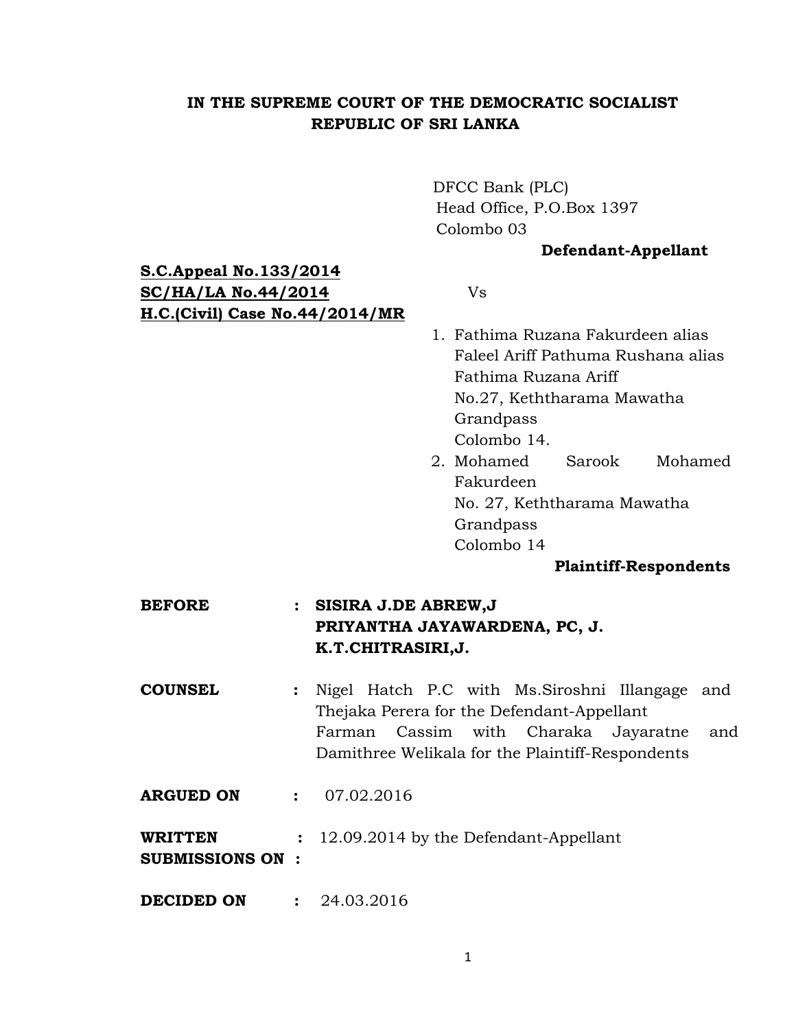**IN THE SUPREME COURT OF THE DEMOCRATIC SOCIALIST REPUBLIC OF SRI LANKA**

DFCC Bank (PLC)
Head Office, P.O.Box 1397
Colombo 03

**Defendant-Appellant**

**S.C.Appeal No.133/2014**
**SC/HA/LA No.44/2014**
**H.C.(Civil) Case No.44/2014/MR**

Vs

1. Fathima Ruzana Fakurdeen alias Faleel Ariff Pathuma Rushana alias Fathima Ruzana Ariff
   No.27, Keththarama Mawatha
   Grandpass
   Colombo 14.
2. Mohamed Sarook Mohamed Fakurdeen
   No. 27, Keththarama Mawatha
   Grandpass
   Colombo 14

**Plaintiff-Respondents**

**BEFORE** : **SISIRA J.DE ABREW,J**
**PRIYANTHA JAYAWARDENA, PC, J.**
**K.T.CHITRASIRI,J.**

**COUNSEL** : Nigel Hatch P.C with Ms.Siroshni Illangage and Thejaka Perera for the Defendant-Appellant
Farman Cassim with Charaka Jayaratne and Damithree Welikala for the Plaintiff-Respondents

**ARGUED ON** : 07.02.2016

**WRITTEN SUBMISSIONS ON** : 12.09.2014 by the Defendant-Appellant

**DECIDED ON** : 24.03.2016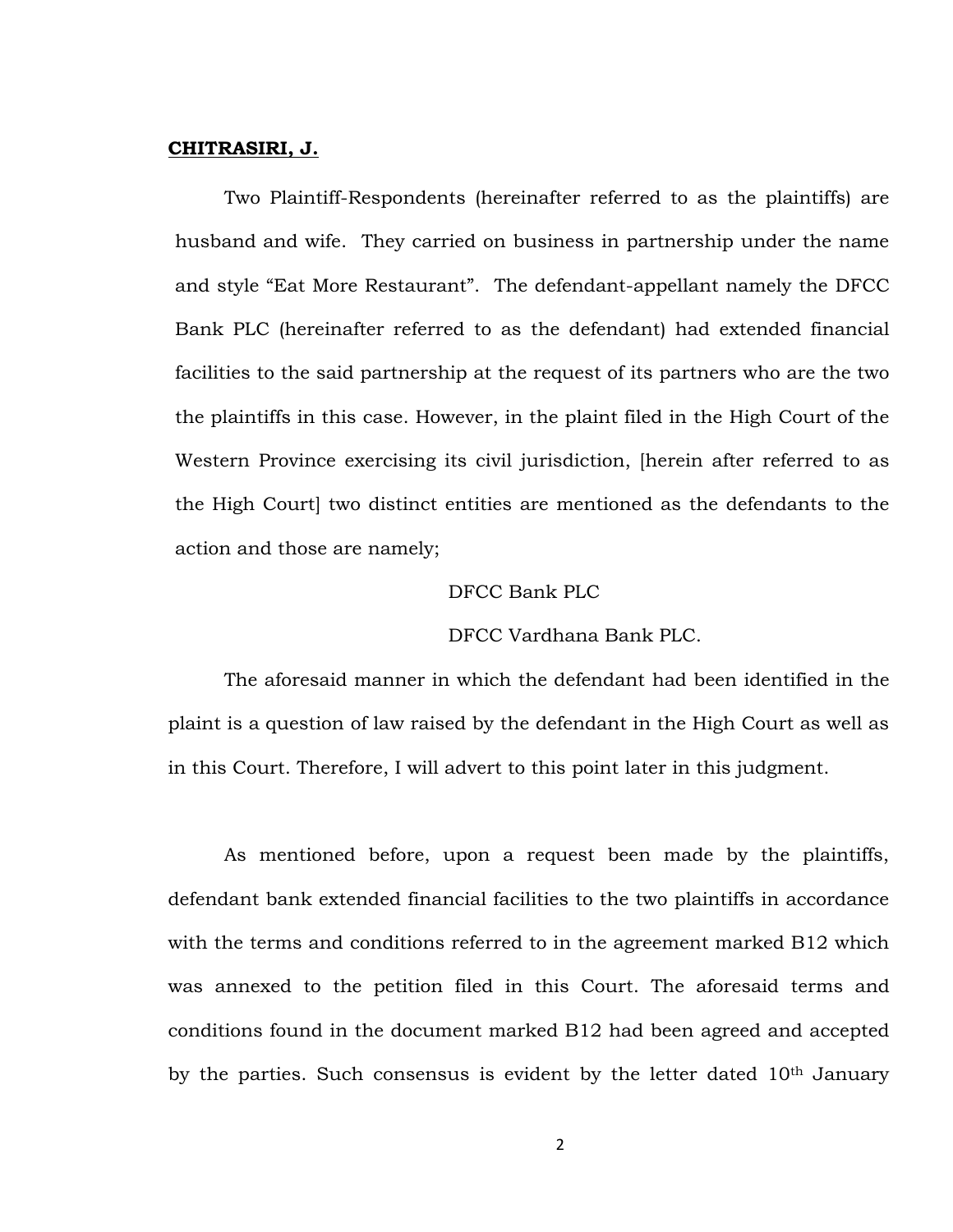**CHITRASIRI, J.**

Two Plaintiff-Respondents (hereinafter referred to as the plaintiffs) are husband and wife. They carried on business in partnership under the name and style “Eat More Restaurant”. The defendant-appellant namely the DFCC Bank PLC (hereinafter referred to as the defendant) had extended financial facilities to the said partnership at the request of its partners who are the two the plaintiffs in this case. However, in the plaint filed in the High Court of the Western Province exercising its civil jurisdiction, [herein after referred to as the High Court] two distinct entities are mentioned as the defendants to the action and those are namely;

DFCC Bank PLC

DFCC Vardhana Bank PLC.

The aforesaid manner in which the defendant had been identified in the plaint is a question of law raised by the defendant in the High Court as well as in this Court. Therefore, I will advert to this point later in this judgment.

As mentioned before, upon a request been made by the plaintiffs, defendant bank extended financial facilities to the two plaintiffs in accordance with the terms and conditions referred to in the agreement marked B12 which was annexed to the petition filed in this Court. The aforesaid terms and conditions found in the document marked B12 had been agreed and accepted by the parties. Such consensus is evident by the letter dated 10th January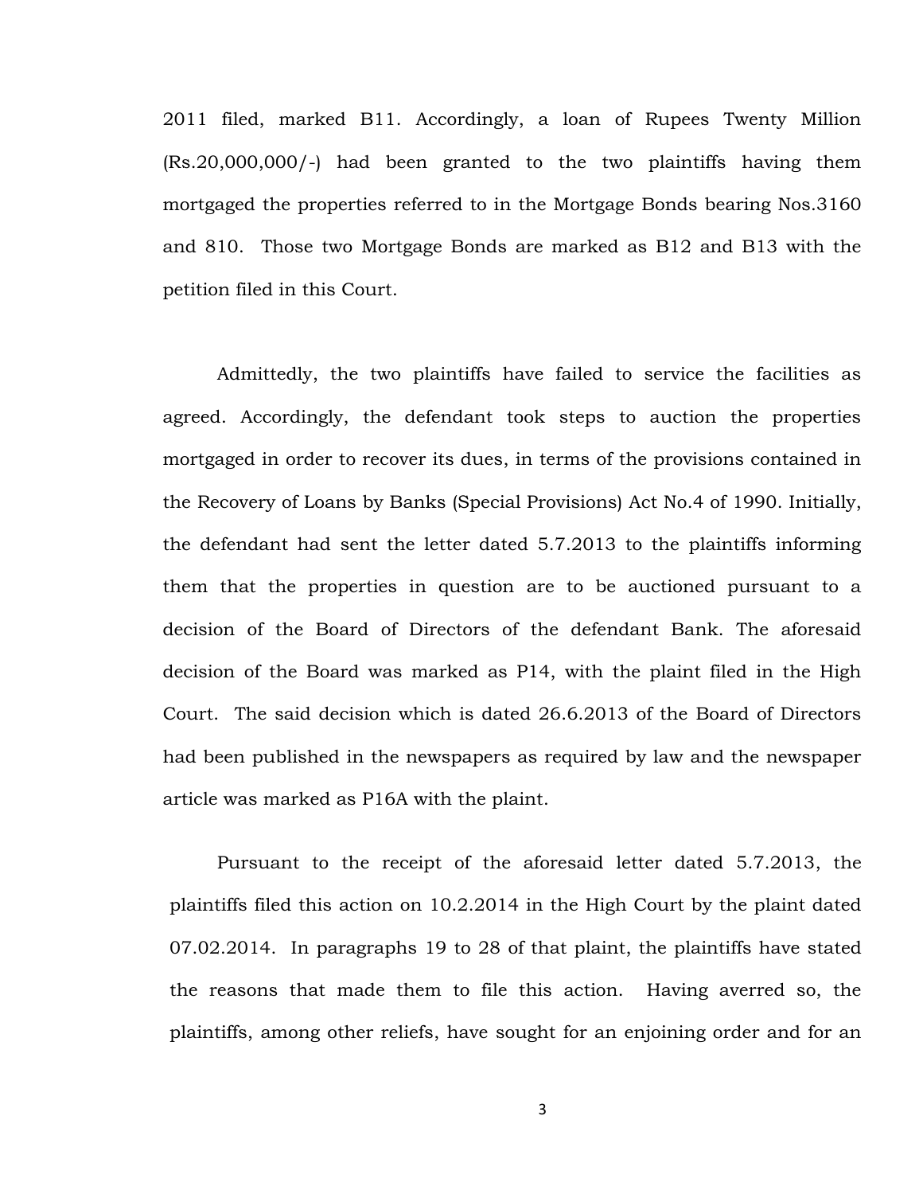2011 filed, marked B11. Accordingly, a loan of Rupees Twenty Million (Rs.20,000,000/-) had been granted to the two plaintiffs having them mortgaged the properties referred to in the Mortgage Bonds bearing Nos.3160 and 810. Those two Mortgage Bonds are marked as B12 and B13 with the petition filed in this Court.

Admittedly, the two plaintiffs have failed to service the facilities as agreed. Accordingly, the defendant took steps to auction the properties mortgaged in order to recover its dues, in terms of the provisions contained in the Recovery of Loans by Banks (Special Provisions) Act No.4 of 1990. Initially, the defendant had sent the letter dated 5.7.2013 to the plaintiffs informing them that the properties in question are to be auctioned pursuant to a decision of the Board of Directors of the defendant Bank. The aforesaid decision of the Board was marked as P14, with the plaint filed in the High Court. The said decision which is dated 26.6.2013 of the Board of Directors had been published in the newspapers as required by law and the newspaper article was marked as P16A with the plaint.

Pursuant to the receipt of the aforesaid letter dated 5.7.2013, the plaintiffs filed this action on 10.2.2014 in the High Court by the plaint dated 07.02.2014. In paragraphs 19 to 28 of that plaint, the plaintiffs have stated the reasons that made them to file this action. Having averred so, the plaintiffs, among other reliefs, have sought for an enjoining order and for an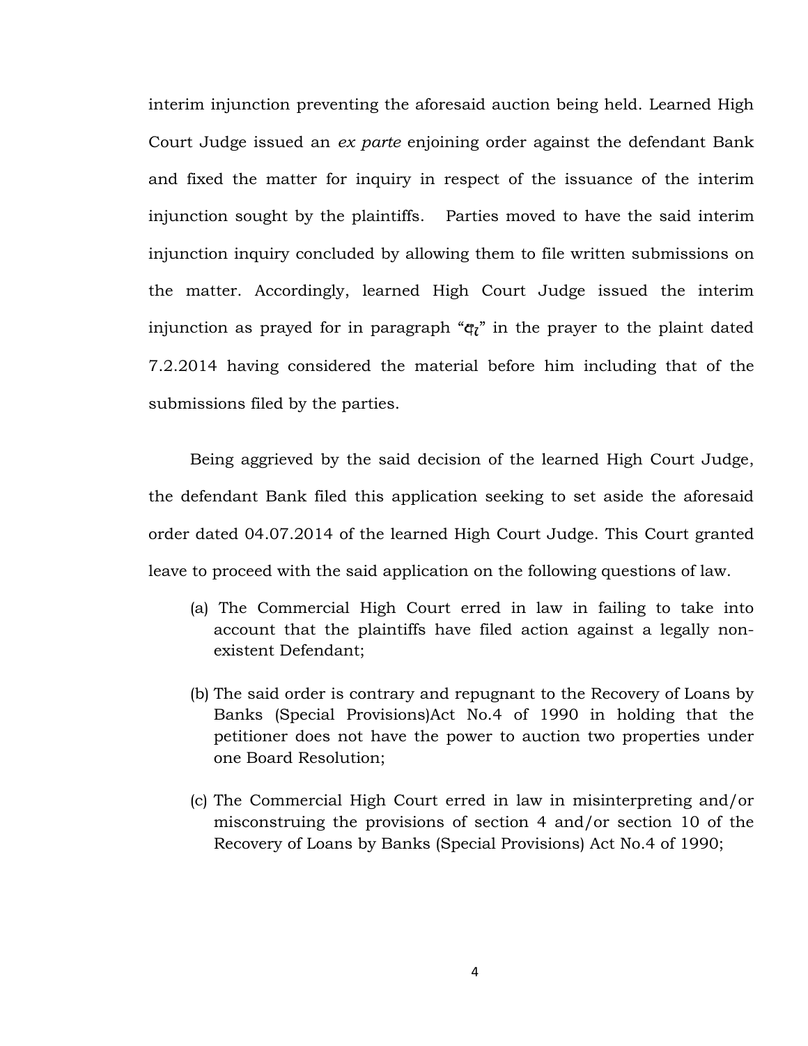interim injunction preventing the aforesaid auction being held. Learned High Court Judge issued an *ex parte* enjoining order against the defendant Bank and fixed the matter for inquiry in respect of the issuance of the interim injunction sought by the plaintiffs. Parties moved to have the said interim injunction inquiry concluded by allowing them to file written submissions on the matter. Accordingly, learned High Court Judge issued the interim injunction as prayed for in paragraph "ඇ" in the prayer to the plaint dated 7.2.2014 having considered the material before him including that of the submissions filed by the parties.

Being aggrieved by the said decision of the learned High Court Judge, the defendant Bank filed this application seeking to set aside the aforesaid order dated 04.07.2014 of the learned High Court Judge. This Court granted leave to proceed with the said application on the following questions of law.

(a) The Commercial High Court erred in law in failing to take into account that the plaintiffs have filed action against a legally non-existent Defendant;

(b) The said order is contrary and repugnant to the Recovery of Loans by Banks (Special Provisions)Act No.4 of 1990 in holding that the petitioner does not have the power to auction two properties under one Board Resolution;

(c) The Commercial High Court erred in law in misinterpreting and/or misconstruing the provisions of section 4 and/or section 10 of the Recovery of Loans by Banks (Special Provisions) Act No.4 of 1990;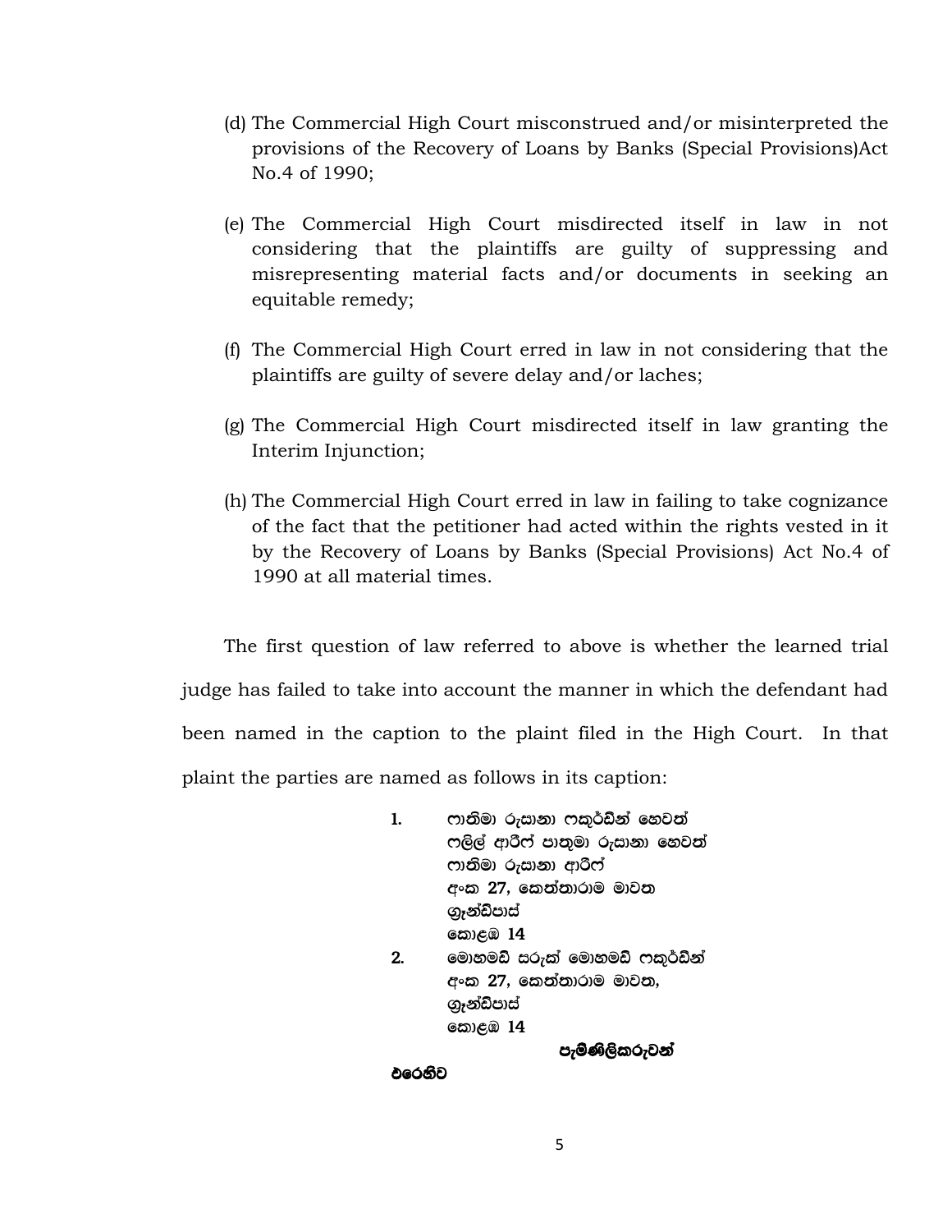(d) The Commercial High Court misconstrued and/or misinterpreted the provisions of the Recovery of Loans by Banks (Special Provisions)Act No.4 of 1990;

(e) The Commercial High Court misdirected itself in law in not considering that the plaintiffs are guilty of suppressing and misrepresenting material facts and/or documents in seeking an equitable remedy;

(f) The Commercial High Court erred in law in not considering that the plaintiffs are guilty of severe delay and/or laches;

(g) The Commercial High Court misdirected itself in law granting the Interim Injunction;

(h) The Commercial High Court erred in law in failing to take cognizance of the fact that the petitioner had acted within the rights vested in it by the Recovery of Loans by Banks (Special Provisions) Act No.4 of 1990 at all material times.

The first question of law referred to above is whether the learned trial judge has failed to take into account the manner in which the defendant had been named in the caption to the plaint filed in the High Court. In that plaint the parties are named as follows in its caption:

1. ෆාතිමා රුසානා ෆකුර්ඩීන් හෙවත්
   ෆලිල් ආරිෆ් පාතුමා රුසානා හෙවත්
   ෆාතිමා රුසානා ආරිෆ්
   අංක 27, කෙත්තාරාම මාවත
   ග්‍රෑන්ඩ්පාස්
   කොළඹ 14
2. මොහමඩ් සරූක් මොහමඩ් ෆකුර්ඩීන්
   අංක 27, කෙත්තාරාම මාවත,
   ග්‍රෑන්ඩ්පාස්
   කොළඹ 14

**පැමිණිලිකරුවන්**

**එරෙහිව**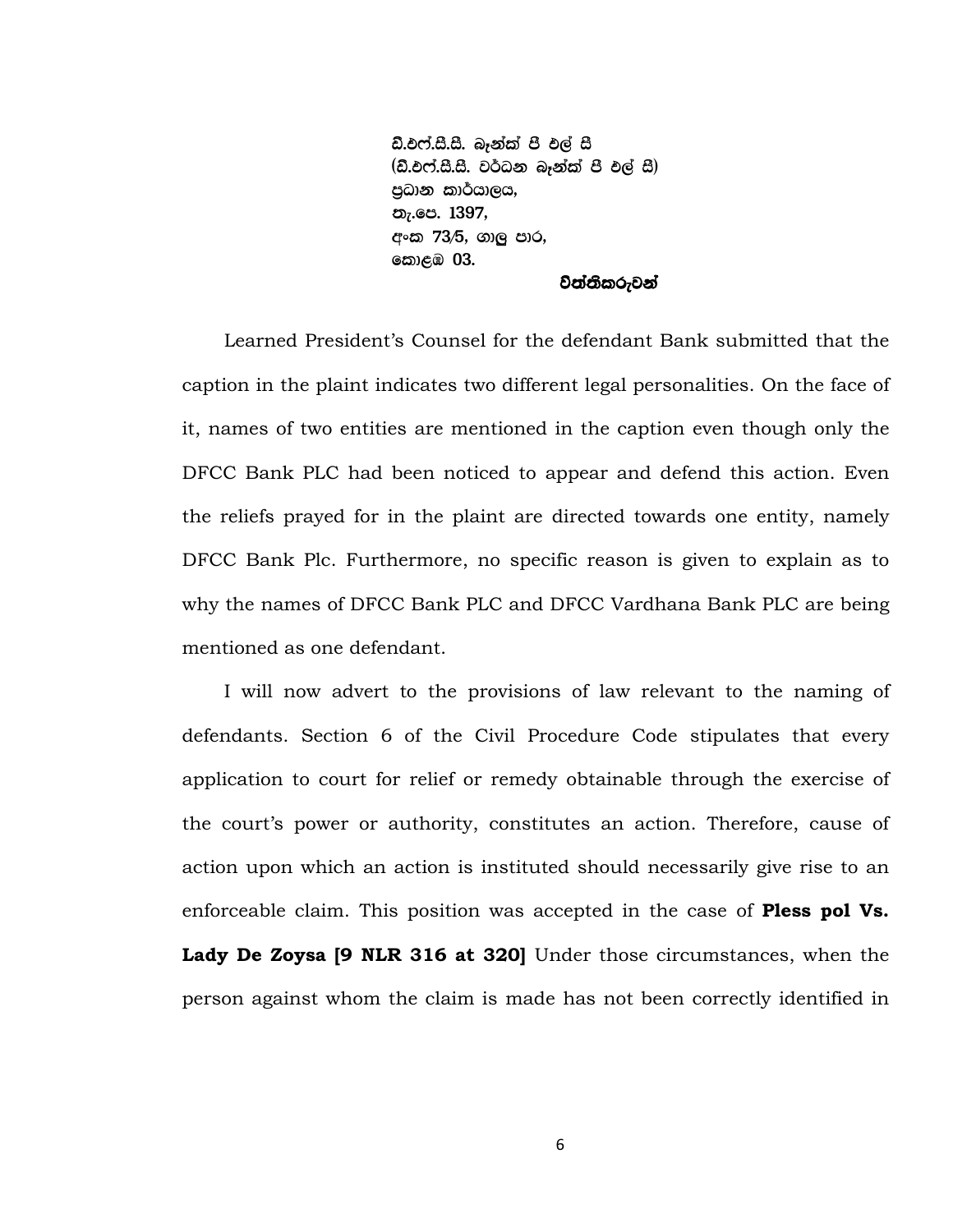ඩී.එෆ්.සී.සී. බැන්ක් පී එල් සී
(ඩී.එෆ්.සී.සී. වර්ධන බැන්ක් පී එල් සී)
ප්‍රධාන කාර්යාලය,
තැ.පෙ. 1397,
අංක 73/5, ගාලු පාර,
කොළඹ 03.

**විත්තිකරුවන්**

Learned President's Counsel for the defendant Bank submitted that the caption in the plaint indicates two different legal personalities. On the face of it, names of two entities are mentioned in the caption even though only the DFCC Bank PLC had been noticed to appear and defend this action. Even the reliefs prayed for in the plaint are directed towards one entity, namely DFCC Bank Plc. Furthermore, no specific reason is given to explain as to why the names of DFCC Bank PLC and DFCC Vardhana Bank PLC are being mentioned as one defendant.

I will now advert to the provisions of law relevant to the naming of defendants. Section 6 of the Civil Procedure Code stipulates that every application to court for relief or remedy obtainable through the exercise of the court's power or authority, constitutes an action. Therefore, cause of action upon which an action is instituted should necessarily give rise to an enforceable claim. This position was accepted in the case of **Pless pol Vs. Lady De Zoysa [9 NLR 316 at 320]** Under those circumstances, when the person against whom the claim is made has not been correctly identified in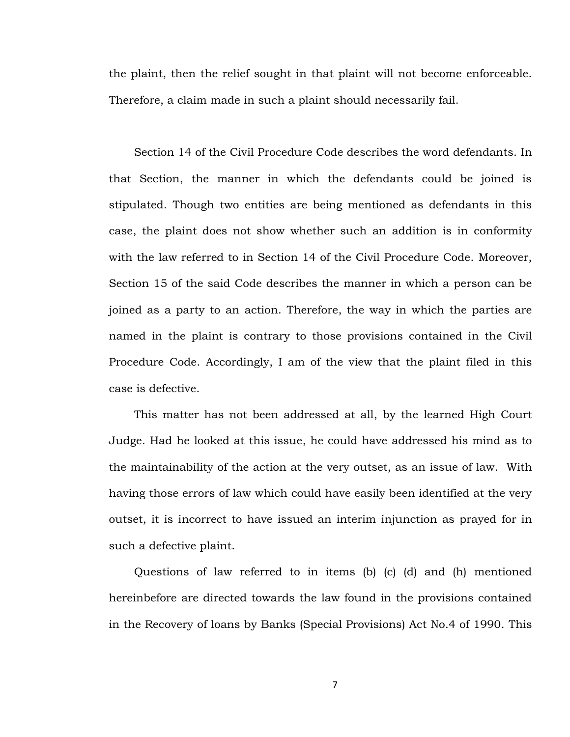the plaint, then the relief sought in that plaint will not become enforceable. Therefore, a claim made in such a plaint should necessarily fail.

Section 14 of the Civil Procedure Code describes the word defendants. In that Section, the manner in which the defendants could be joined is stipulated. Though two entities are being mentioned as defendants in this case, the plaint does not show whether such an addition is in conformity with the law referred to in Section 14 of the Civil Procedure Code. Moreover, Section 15 of the said Code describes the manner in which a person can be joined as a party to an action. Therefore, the way in which the parties are named in the plaint is contrary to those provisions contained in the Civil Procedure Code. Accordingly, I am of the view that the plaint filed in this case is defective.

This matter has not been addressed at all, by the learned High Court Judge. Had he looked at this issue, he could have addressed his mind as to the maintainability of the action at the very outset, as an issue of law. With having those errors of law which could have easily been identified at the very outset, it is incorrect to have issued an interim injunction as prayed for in such a defective plaint.

Questions of law referred to in items (b) (c) (d) and (h) mentioned hereinbefore are directed towards the law found in the provisions contained in the Recovery of loans by Banks (Special Provisions) Act No.4 of 1990. This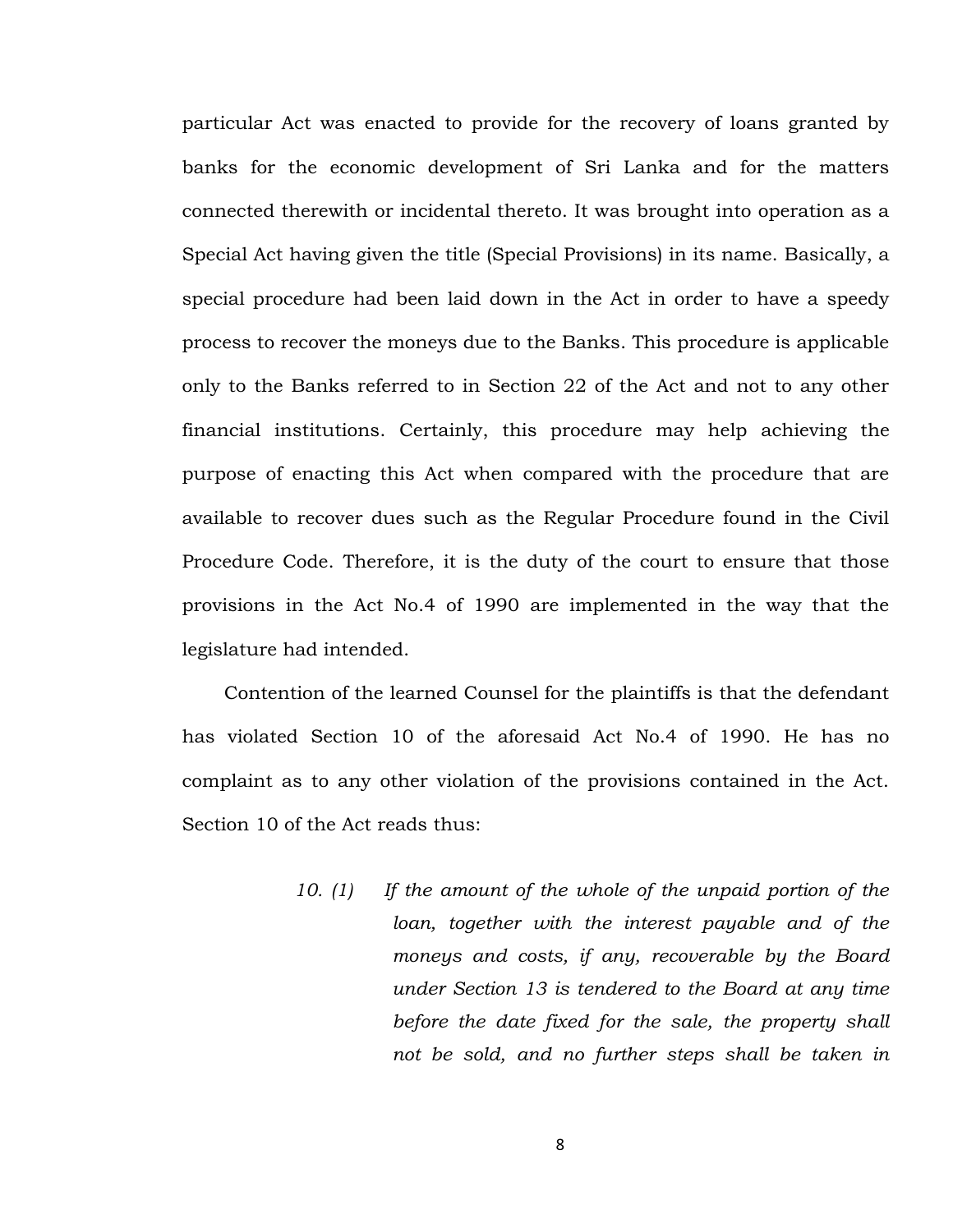particular Act was enacted to provide for the recovery of loans granted by banks for the economic development of Sri Lanka and for the matters connected therewith or incidental thereto. It was brought into operation as a Special Act having given the title (Special Provisions) in its name. Basically, a special procedure had been laid down in the Act in order to have a speedy process to recover the moneys due to the Banks. This procedure is applicable only to the Banks referred to in Section 22 of the Act and not to any other financial institutions. Certainly, this procedure may help achieving the purpose of enacting this Act when compared with the procedure that are available to recover dues such as the Regular Procedure found in the Civil Procedure Code. Therefore, it is the duty of the court to ensure that those provisions in the Act No.4 of 1990 are implemented in the way that the legislature had intended.

Contention of the learned Counsel for the plaintiffs is that the defendant has violated Section 10 of the aforesaid Act No.4 of 1990. He has no complaint as to any other violation of the provisions contained in the Act. Section 10 of the Act reads thus:

> *10. (1) If the amount of the whole of the unpaid portion of the loan, together with the interest payable and of the moneys and costs, if any, recoverable by the Board under Section 13 is tendered to the Board at any time before the date fixed for the sale, the property shall not be sold, and no further steps shall be taken in*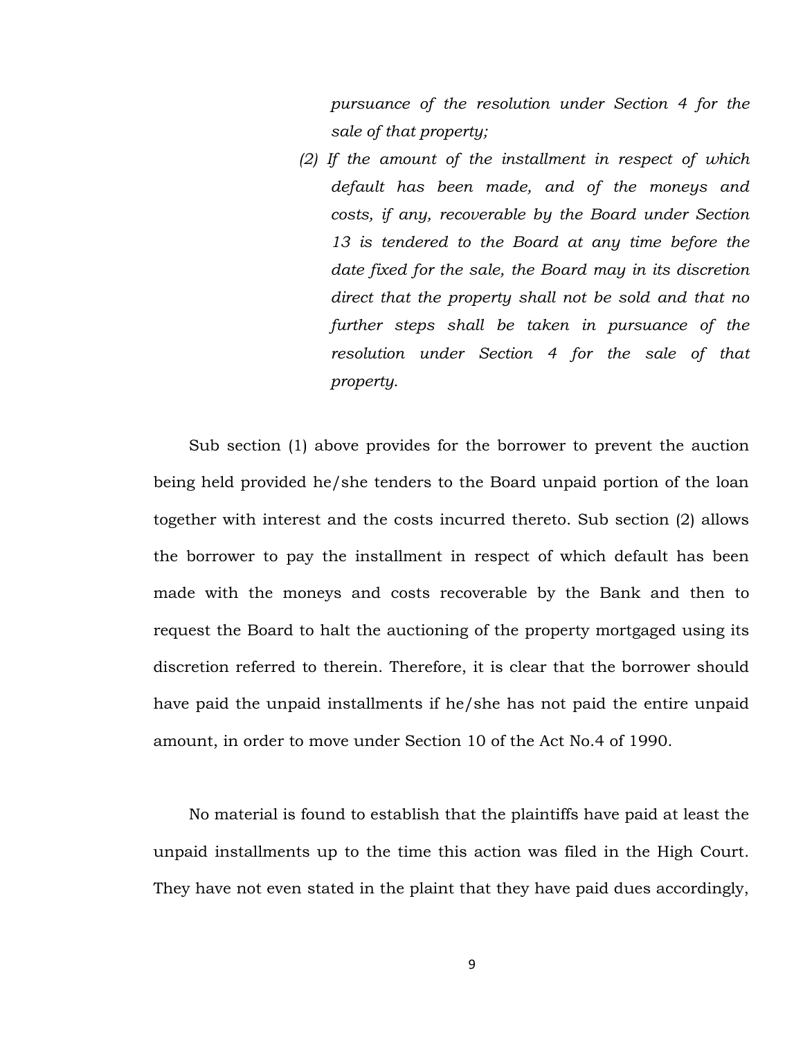> *pursuance of the resolution under Section 4 for the sale of that property;*
>
> *(2) If the amount of the installment in respect of which default has been made, and of the moneys and costs, if any, recoverable by the Board under Section 13 is tendered to the Board at any time before the date fixed for the sale, the Board may in its discretion direct that the property shall not be sold and that no further steps shall be taken in pursuance of the resolution under Section 4 for the sale of that property.*

Sub section (1) above provides for the borrower to prevent the auction being held provided he/she tenders to the Board unpaid portion of the loan together with interest and the costs incurred thereto. Sub section (2) allows the borrower to pay the installment in respect of which default has been made with the moneys and costs recoverable by the Bank and then to request the Board to halt the auctioning of the property mortgaged using its discretion referred to therein. Therefore, it is clear that the borrower should have paid the unpaid installments if he/she has not paid the entire unpaid amount, in order to move under Section 10 of the Act No.4 of 1990.

No material is found to establish that the plaintiffs have paid at least the unpaid installments up to the time this action was filed in the High Court. They have not even stated in the plaint that they have paid dues accordingly,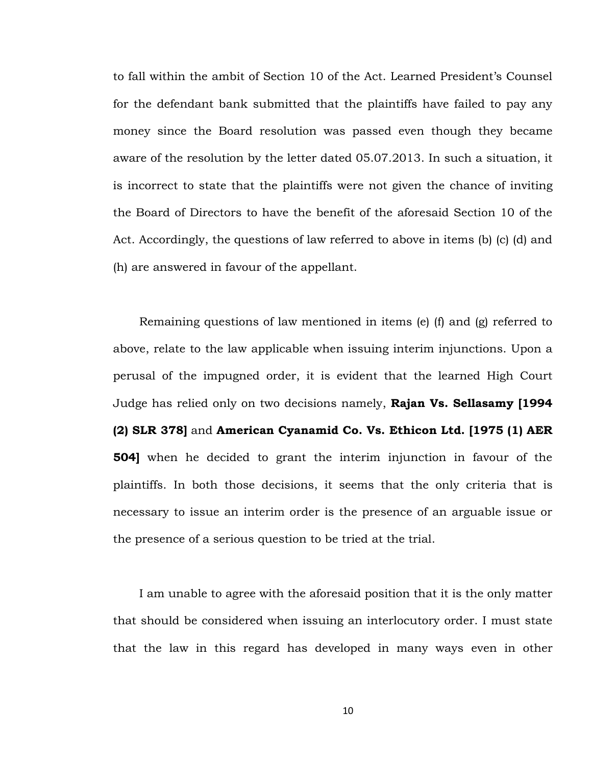to fall within the ambit of Section 10 of the Act. Learned President's Counsel for the defendant bank submitted that the plaintiffs have failed to pay any money since the Board resolution was passed even though they became aware of the resolution by the letter dated 05.07.2013. In such a situation, it is incorrect to state that the plaintiffs were not given the chance of inviting the Board of Directors to have the benefit of the aforesaid Section 10 of the Act. Accordingly, the questions of law referred to above in items (b) (c) (d) and (h) are answered in favour of the appellant.

Remaining questions of law mentioned in items (e) (f) and (g) referred to above, relate to the law applicable when issuing interim injunctions. Upon a perusal of the impugned order, it is evident that the learned High Court Judge has relied only on two decisions namely, **Rajan Vs. Sellasamy [1994 (2) SLR 378]** and **American Cyanamid Co. Vs. Ethicon Ltd. [1975 (1) AER 504]** when he decided to grant the interim injunction in favour of the plaintiffs. In both those decisions, it seems that the only criteria that is necessary to issue an interim order is the presence of an arguable issue or the presence of a serious question to be tried at the trial.

I am unable to agree with the aforesaid position that it is the only matter that should be considered when issuing an interlocutory order. I must state that the law in this regard has developed in many ways even in other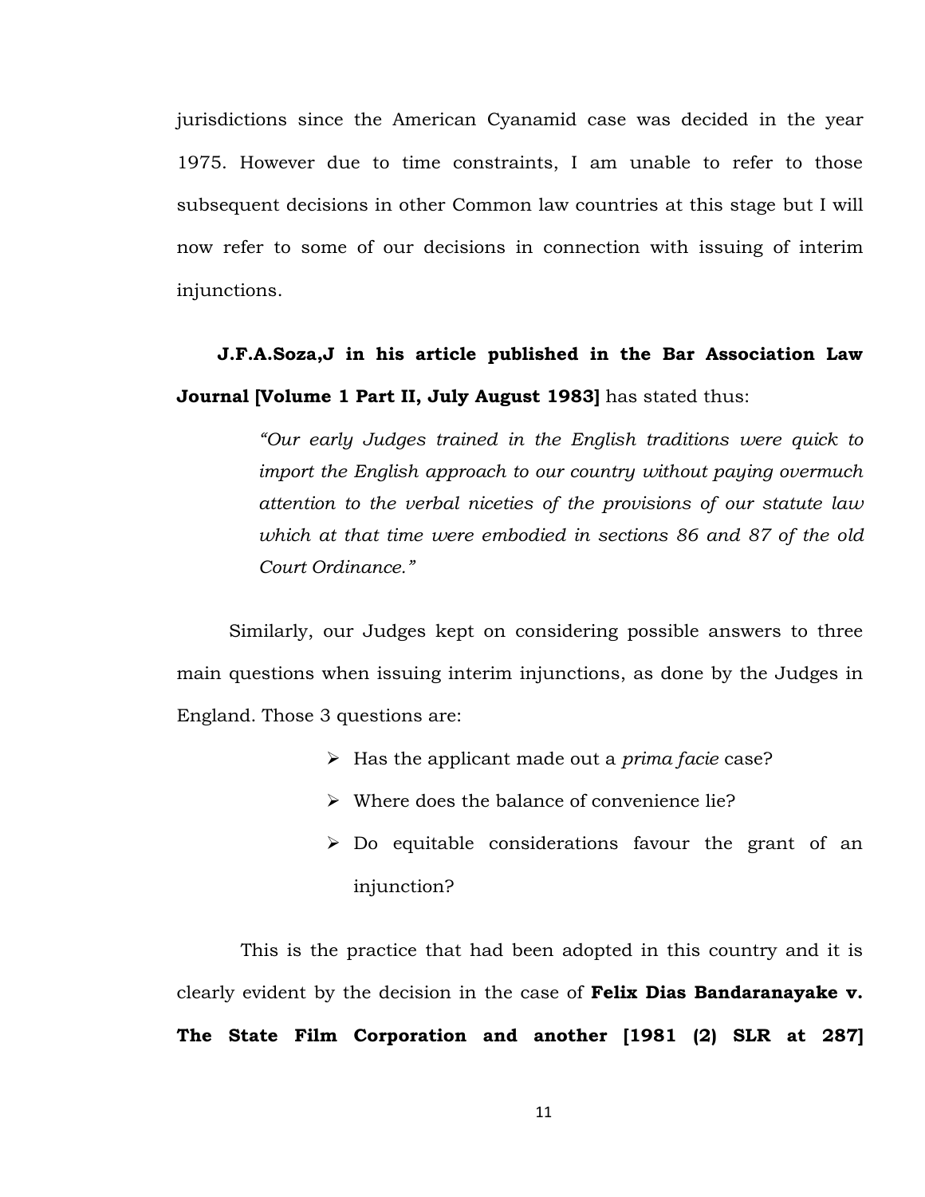jurisdictions since the American Cyanamid case was decided in the year 1975. However due to time constraints, I am unable to refer to those subsequent decisions in other Common law countries at this stage but I will now refer to some of our decisions in connection with issuing of interim injunctions.

**J.F.A.Soza,J in his article published in the Bar Association Law Journal [Volume 1 Part II, July August 1983]** has stated thus:

> *"Our early Judges trained in the English traditions were quick to import the English approach to our country without paying overmuch attention to the verbal niceties of the provisions of our statute law which at that time were embodied in sections 86 and 87 of the old Court Ordinance."*

Similarly, our Judges kept on considering possible answers to three main questions when issuing interim injunctions, as done by the Judges in England. Those 3 questions are:

- Has the applicant made out a *prima facie* case?
- Where does the balance of convenience lie?
- Do equitable considerations favour the grant of an injunction?

This is the practice that had been adopted in this country and it is clearly evident by the decision in the case of **Felix Dias Bandaranayake v. The State Film Corporation and another [1981 (2) SLR at 287]**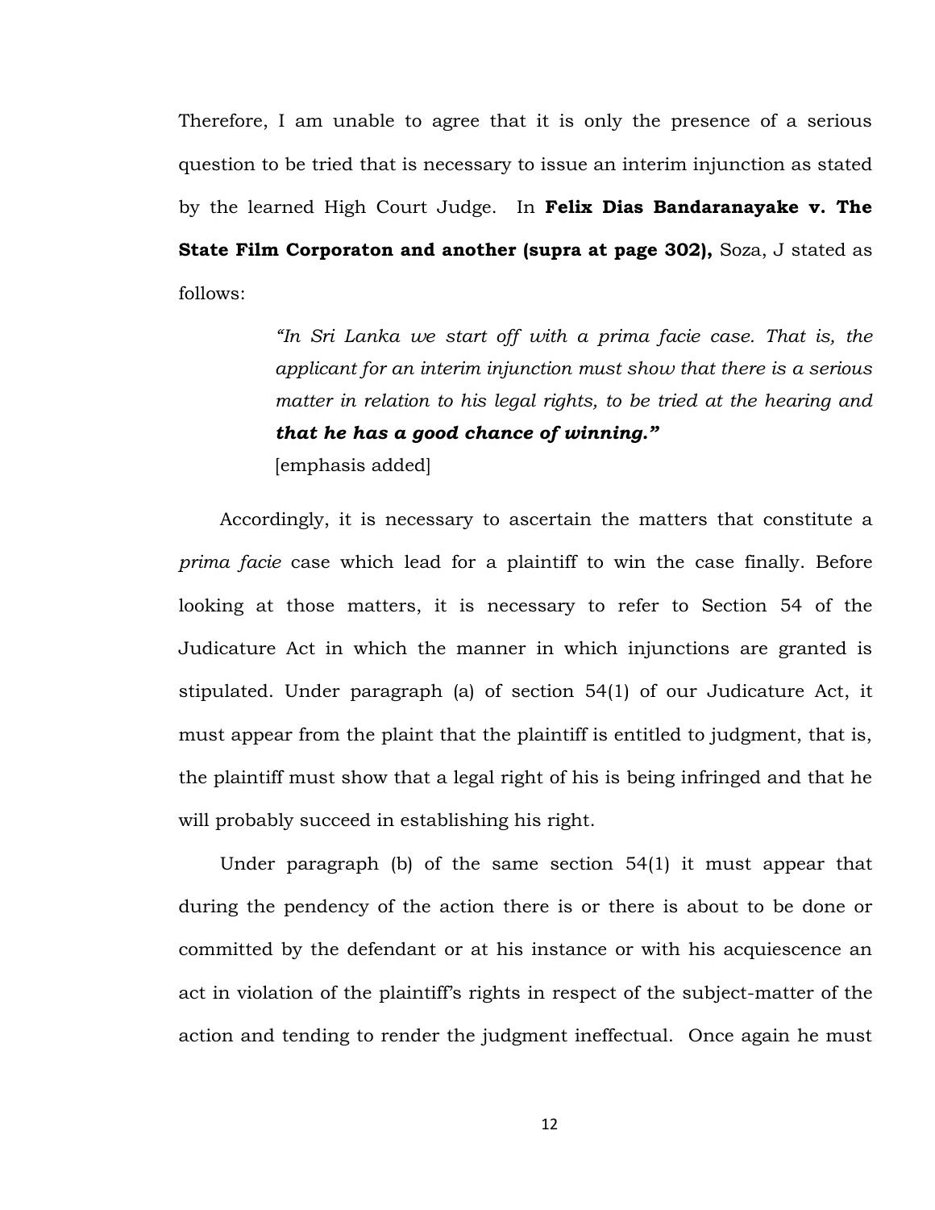Therefore, I am unable to agree that it is only the presence of a serious question to be tried that is necessary to issue an interim injunction as stated by the learned High Court Judge. In **Felix Dias Bandaranayake v. The State Film Corporaton and another (supra at page 302),** Soza, J stated as follows:

> *"In Sri Lanka we start off with a prima facie case. That is, the applicant for an interim injunction must show that there is a serious matter in relation to his legal rights, to be tried at the hearing and* ***that he has a good chance of winning."***
> [emphasis added]

Accordingly, it is necessary to ascertain the matters that constitute a *prima facie* case which lead for a plaintiff to win the case finally. Before looking at those matters, it is necessary to refer to Section 54 of the Judicature Act in which the manner in which injunctions are granted is stipulated. Under paragraph (a) of section 54(1) of our Judicature Act, it must appear from the plaint that the plaintiff is entitled to judgment, that is, the plaintiff must show that a legal right of his is being infringed and that he will probably succeed in establishing his right.

Under paragraph (b) of the same section 54(1) it must appear that during the pendency of the action there is or there is about to be done or committed by the defendant or at his instance or with his acquiescence an act in violation of the plaintiff's rights in respect of the subject-matter of the action and tending to render the judgment ineffectual. Once again he must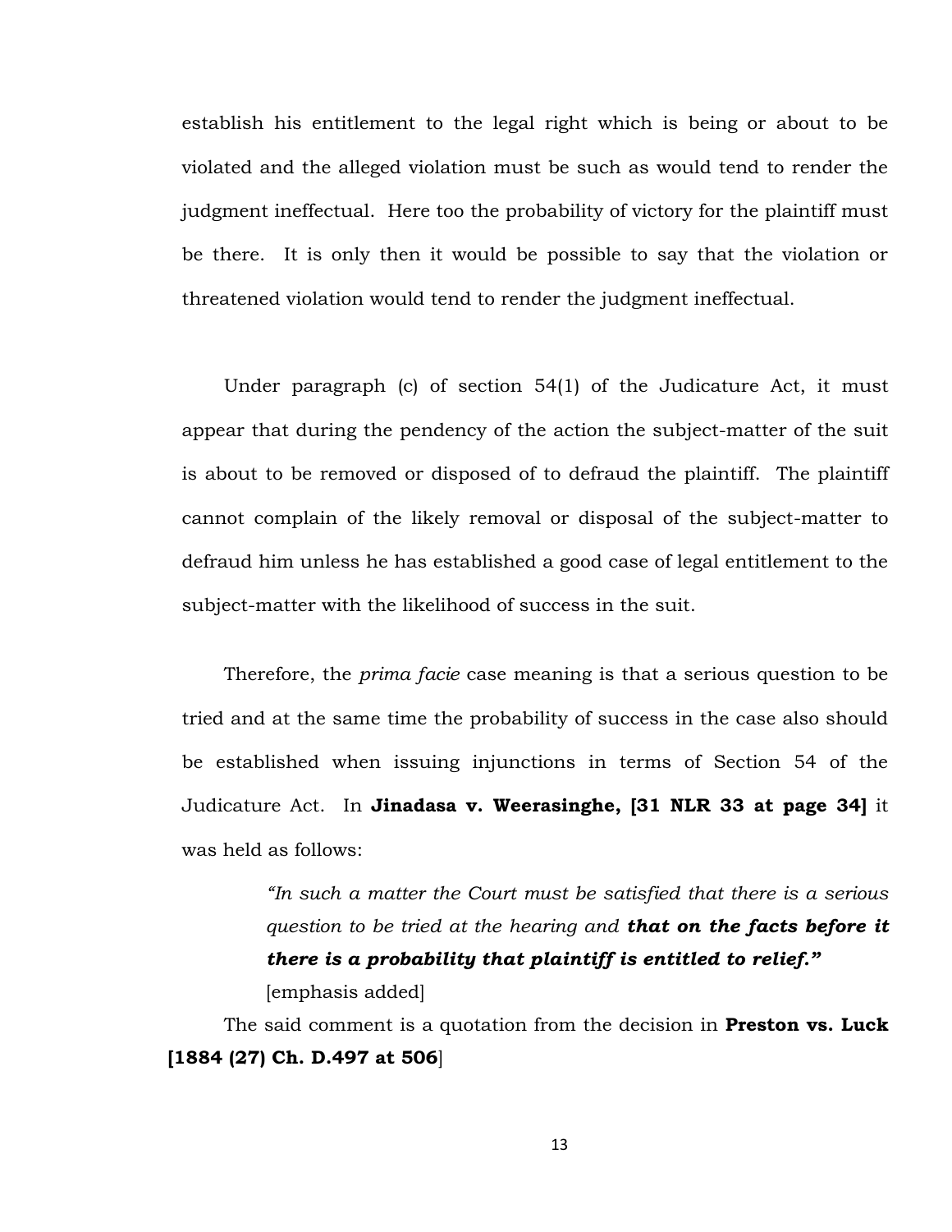establish his entitlement to the legal right which is being or about to be violated and the alleged violation must be such as would tend to render the judgment ineffectual. Here too the probability of victory for the plaintiff must be there. It is only then it would be possible to say that the violation or threatened violation would tend to render the judgment ineffectual.

Under paragraph (c) of section 54(1) of the Judicature Act, it must appear that during the pendency of the action the subject-matter of the suit is about to be removed or disposed of to defraud the plaintiff. The plaintiff cannot complain of the likely removal or disposal of the subject-matter to defraud him unless he has established a good case of legal entitlement to the subject-matter with the likelihood of success in the suit.

Therefore, the *prima facie* case meaning is that a serious question to be tried and at the same time the probability of success in the case also should be established when issuing injunctions in terms of Section 54 of the Judicature Act. In **Jinadasa v. Weerasinghe, [31 NLR 33 at page 34]** it was held as follows:

> *"In such a matter the Court must be satisfied that there is a serious question to be tried at the hearing and* ***that on the facts before it there is a probability that plaintiff is entitled to relief."***
> [emphasis added]

The said comment is a quotation from the decision in **Preston vs. Luck [1884 (27) Ch. D.497 at 506**]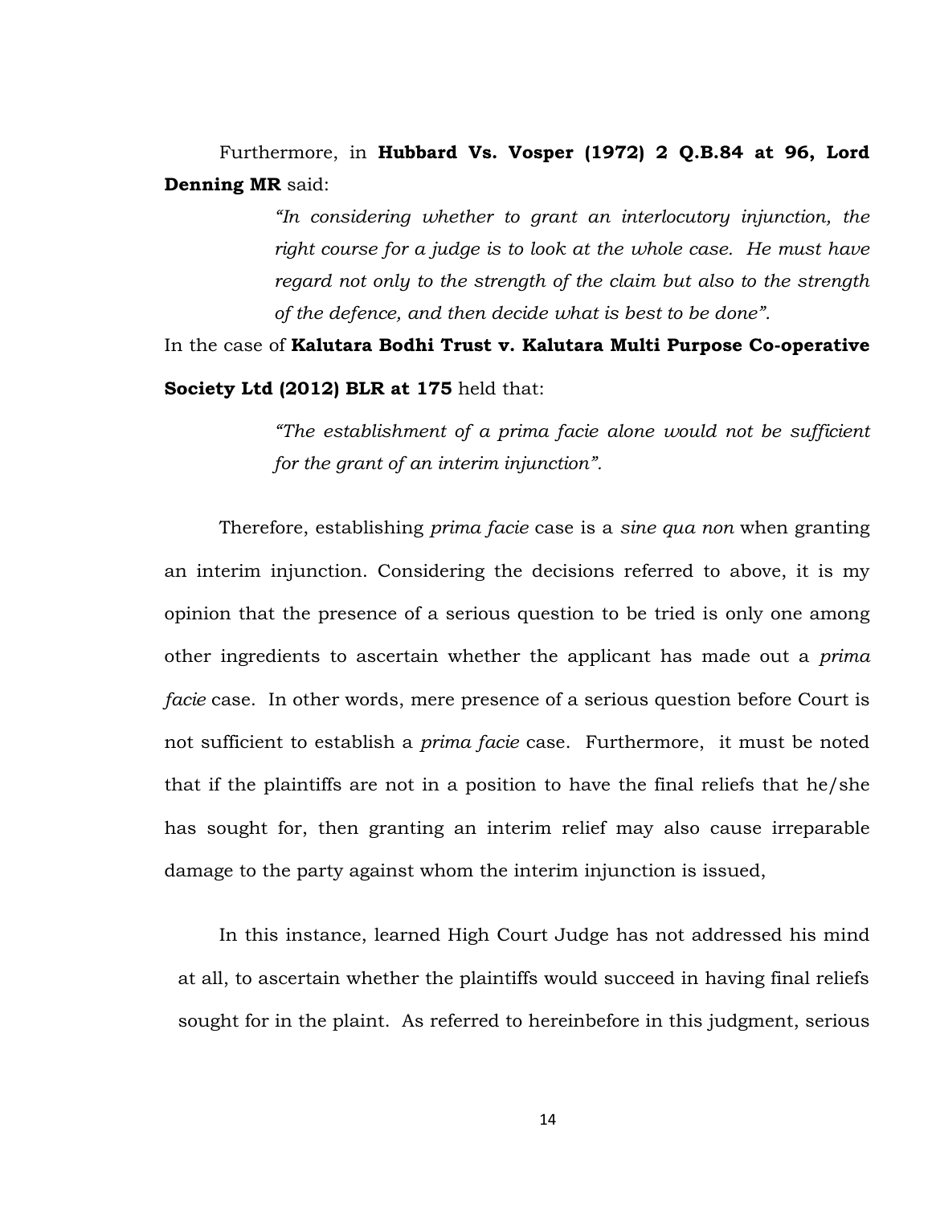Furthermore, in **Hubbard Vs. Vosper (1972) 2 Q.B.84 at 96, Lord Denning MR** said:

> *"In considering whether to grant an interlocutory injunction, the right course for a judge is to look at the whole case. He must have regard not only to the strength of the claim but also to the strength of the defence, and then decide what is best to be done".*

In the case of **Kalutara Bodhi Trust v. Kalutara Multi Purpose Co-operative Society Ltd (2012) BLR at 175** held that:

> *"The establishment of a prima facie alone would not be sufficient for the grant of an interim injunction".*

Therefore, establishing *prima facie* case is a *sine qua non* when granting an interim injunction. Considering the decisions referred to above, it is my opinion that the presence of a serious question to be tried is only one among other ingredients to ascertain whether the applicant has made out a *prima facie* case. In other words, mere presence of a serious question before Court is not sufficient to establish a *prima facie* case. Furthermore, it must be noted that if the plaintiffs are not in a position to have the final reliefs that he/she has sought for, then granting an interim relief may also cause irreparable damage to the party against whom the interim injunction is issued,

In this instance, learned High Court Judge has not addressed his mind at all, to ascertain whether the plaintiffs would succeed in having final reliefs sought for in the plaint. As referred to hereinbefore in this judgment, serious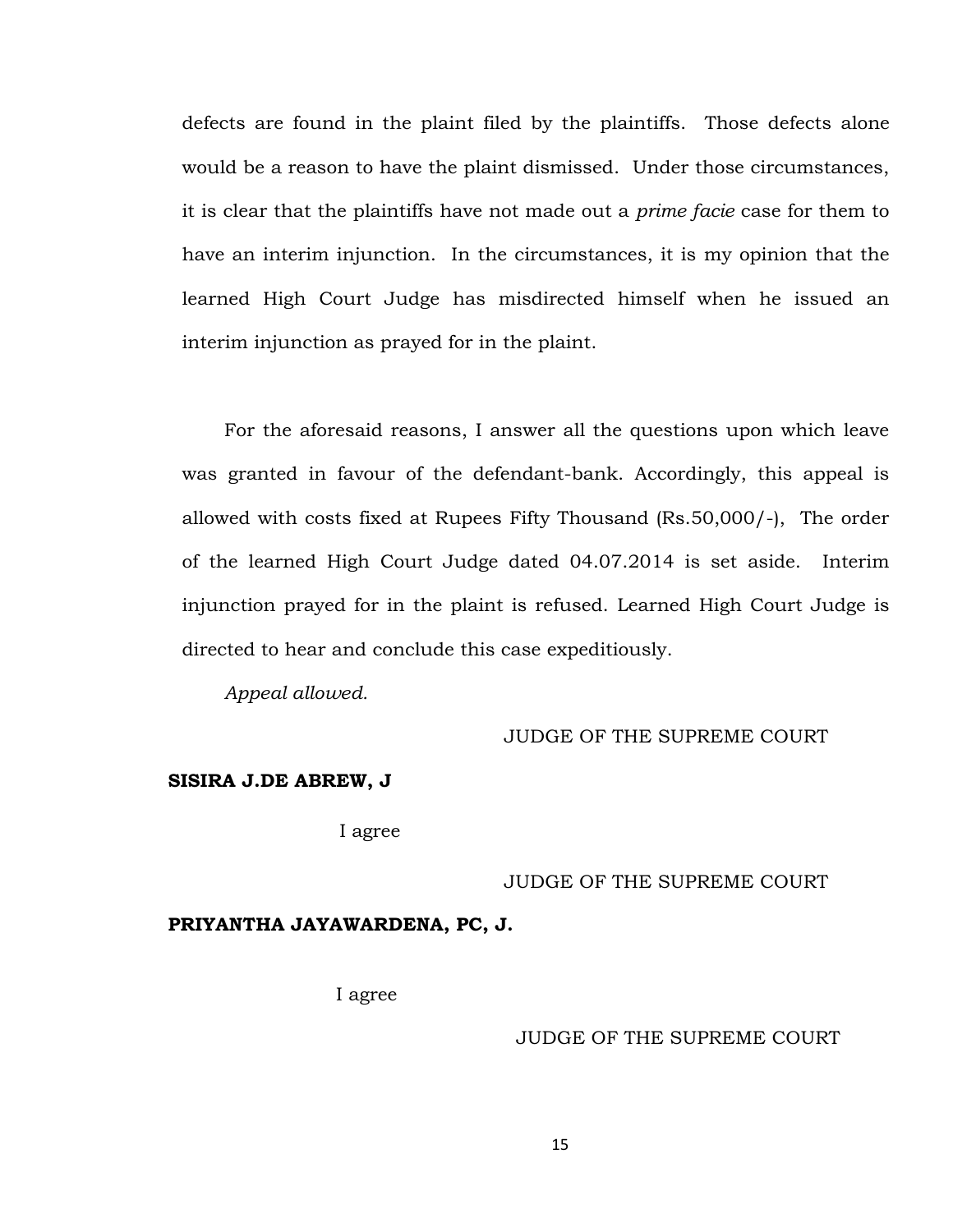defects are found in the plaint filed by the plaintiffs. Those defects alone would be a reason to have the plaint dismissed. Under those circumstances, it is clear that the plaintiffs have not made out a *prime facie* case for them to have an interim injunction. In the circumstances, it is my opinion that the learned High Court Judge has misdirected himself when he issued an interim injunction as prayed for in the plaint.

For the aforesaid reasons, I answer all the questions upon which leave was granted in favour of the defendant-bank. Accordingly, this appeal is allowed with costs fixed at Rupees Fifty Thousand (Rs.50,000/-), The order of the learned High Court Judge dated 04.07.2014 is set aside. Interim injunction prayed for in the plaint is refused. Learned High Court Judge is directed to hear and conclude this case expeditiously.

*Appeal allowed.*

JUDGE OF THE SUPREME COURT

**SISIRA J.DE ABREW, J**

I agree

JUDGE OF THE SUPREME COURT

**PRIYANTHA JAYAWARDENA, PC, J.**

I agree

JUDGE OF THE SUPREME COURT